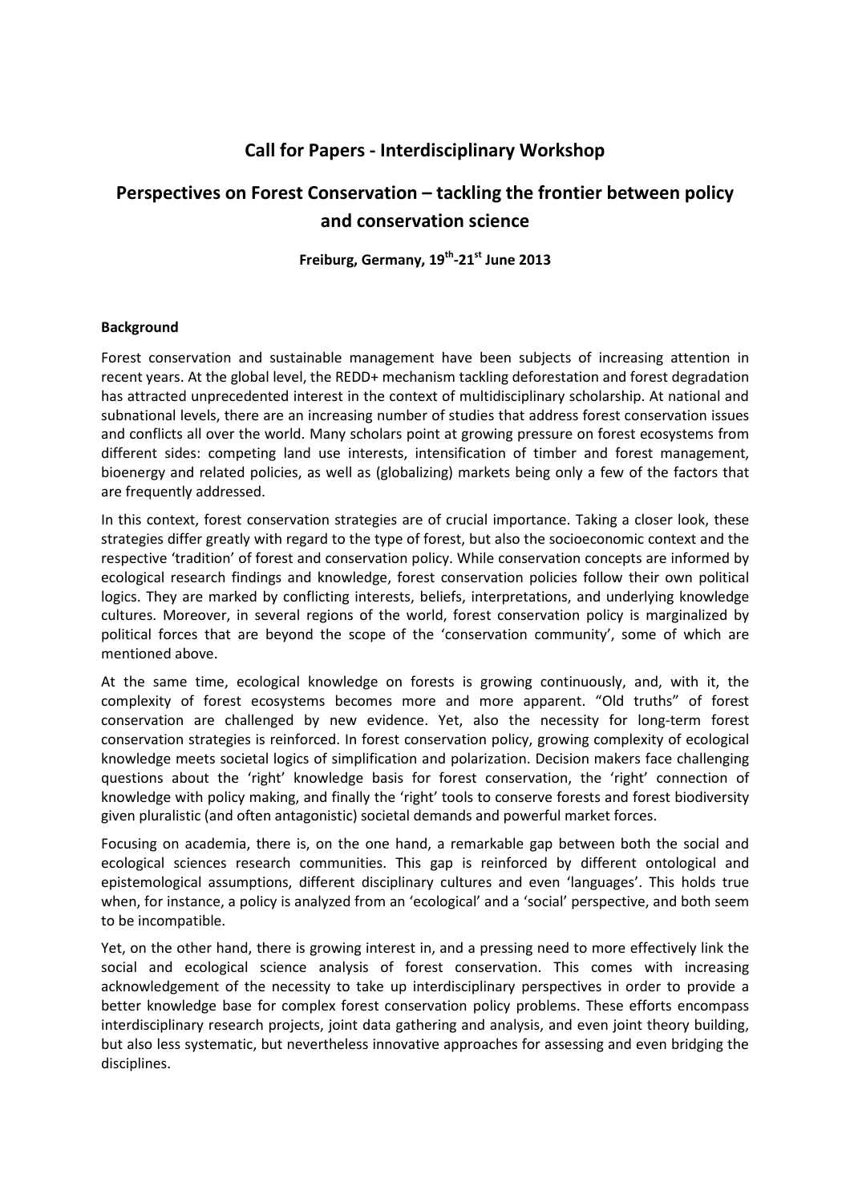# Call for Papers - Interdisciplinary Workshop

# Perspectives on Forest Conservation – tackling the frontier between policy and conservation science

**Freiburg, Germany, 19th-21st June 2013**

## Background

Forest conservation and sustainable management have been subjects of increasing attention in recent years. At the global level, the REDD+ mechanism tackling deforestation and forest degradation has attracted unprecedented interest in the context of multidisciplinary scholarship. At national and subnational levels, there are an increasing number of studies that address forest conservation issues and conflicts all over the world. Many scholars point at growing pressure on forest ecosystems from different sides: competing land use interests, intensification of timber and forest management, bioenergy and related policies, as well as (globalizing) markets being only a few of the factors that are frequently addressed.

In this context, forest conservation strategies are of crucial importance. Taking a closer look, these strategies differ greatly with regard to the type of forest, but also the socioeconomic context and the respective 'tradition' of forest and conservation policy. While conservation concepts are informed by ecological research findings and knowledge, forest conservation policies follow their own political logics. They are marked by conflicting interests, beliefs, interpretations, and underlying knowledge cultures. Moreover, in several regions of the world, forest conservation policy is marginalized by political forces that are beyond the scope of the 'conservation community', some of which are mentioned above.

At the same time, ecological knowledge on forests is growing continuously, and, with it, the complexity of forest ecosystems becomes more and more apparent. "Old truths" of forest conservation are challenged by new evidence. Yet, also the necessity for long-term forest conservation strategies is reinforced. In forest conservation policy, growing complexity of ecological knowledge meets societal logics of simplification and polarization. Decision makers face challenging questions about the 'right' knowledge basis for forest conservation, the 'right' connection of knowledge with policy making, and finally the 'right' tools to conserve forests and forest biodiversity given pluralistic (and often antagonistic) societal demands and powerful market forces.

Focusing on academia, there is, on the one hand, a remarkable gap between both the social and ecological sciences research communities. This gap is reinforced by different ontological and epistemological assumptions, different disciplinary cultures and even 'languages'. This holds true when, for instance, a policy is analyzed from an 'ecological' and a 'social' perspective, and both seem to be incompatible.

Yet, on the other hand, there is growing interest in, and a pressing need to more effectively link the social and ecological science analysis of forest conservation. This comes with increasing acknowledgement of the necessity to take up interdisciplinary perspectives in order to provide a better knowledge base for complex forest conservation policy problems. These efforts encompass interdisciplinary research projects, joint data gathering and analysis, and even joint theory building, but also less systematic, but nevertheless innovative approaches for assessing and even bridging the disciplines.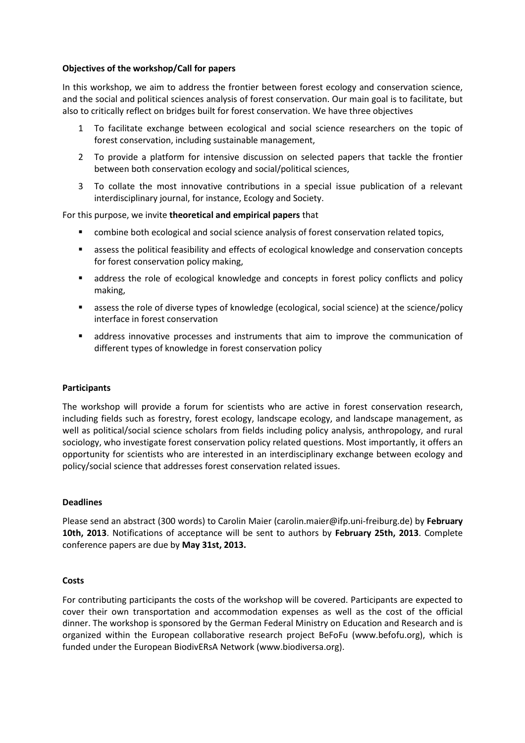**Objectives of the workshop/Call for papers**

In this workshop, we aim to address the frontier between forest ecology and conservation science, and the social and political sciences analysis of forest conservation. Our main goal is to facilitate, but also to critically reflect on bridges built for forest conservation. We have three objectives

1. To facilitate exchange between ecological and social science researchers on the topic of forest conservation, including sustainable management,
2. To provide a platform for intensive discussion on selected papers that tackle the frontier between both conservation ecology and social/political sciences,
3. To collate the most innovative contributions in a special issue publication of a relevant interdisciplinary journal, for instance, Ecology and Society.

For this purpose, we invite **theoretical and empirical papers** that

- combine both ecological and social science analysis of forest conservation related topics,
- assess the political feasibility and effects of ecological knowledge and conservation concepts for forest conservation policy making,
- address the role of ecological knowledge and concepts in forest policy conflicts and policy making,
- assess the role of diverse types of knowledge (ecological, social science) at the science/policy interface in forest conservation
- address innovative processes and instruments that aim to improve the communication of different types of knowledge in forest conservation policy

**Participants**

The workshop will provide a forum for scientists who are active in forest conservation research, including fields such as forestry, forest ecology, landscape ecology, and landscape management, as well as political/social science scholars from fields including policy analysis, anthropology, and rural sociology, who investigate forest conservation policy related questions. Most importantly, it offers an opportunity for scientists who are interested in an interdisciplinary exchange between ecology and policy/social science that addresses forest conservation related issues.

**Deadlines**

Please send an abstract (300 words) to Carolin Maier (carolin.maier@ifp.uni-freiburg.de) by **February 10th, 2013**. Notifications of acceptance will be sent to authors by **February 25th, 2013**. Complete conference papers are due by **May 31st, 2013.**

**Costs**

For contributing participants the costs of the workshop will be covered. Participants are expected to cover their own transportation and accommodation expenses as well as the cost of the official dinner. The workshop is sponsored by the German Federal Ministry on Education and Research and is organized within the European collaborative research project BeFoFu (www.befofu.org), which is funded under the European BiodivERsA Network (www.biodiversa.org).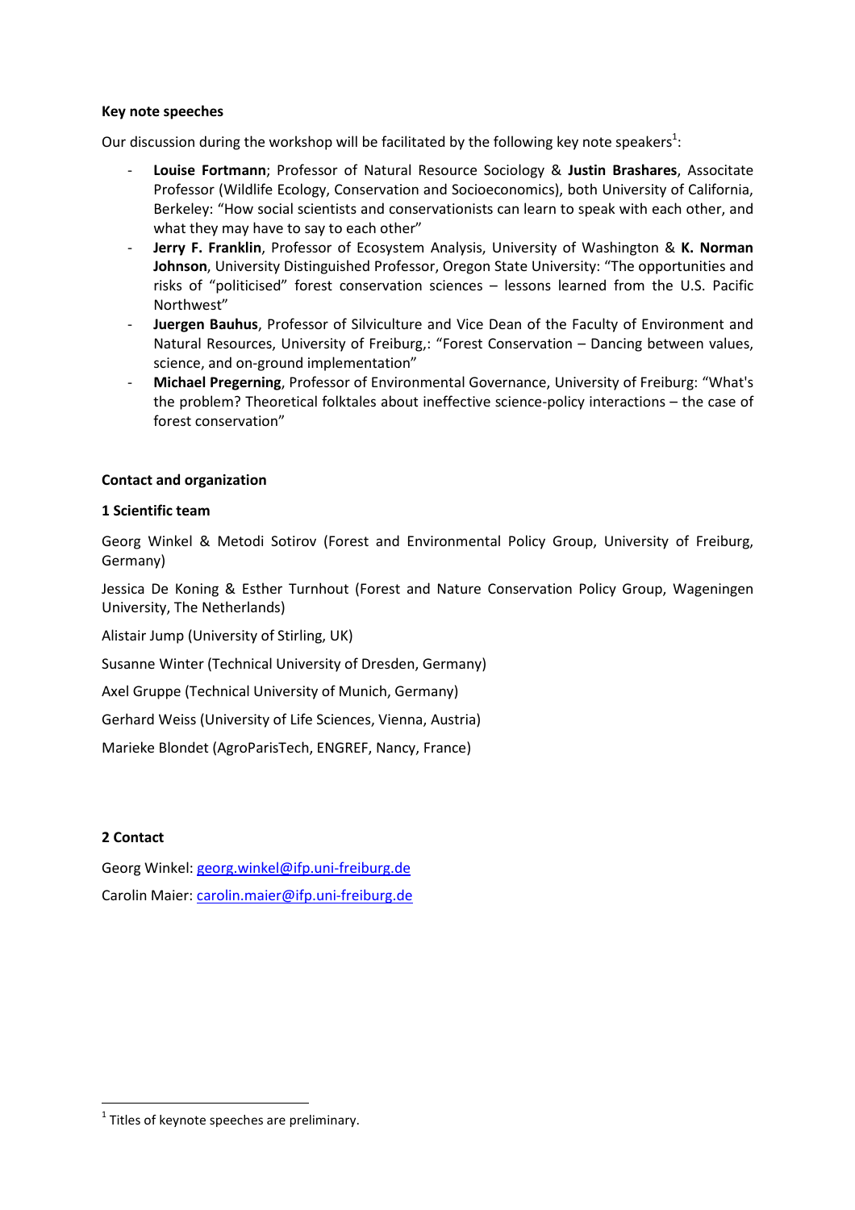**Key note speeches**

Our discussion during the workshop will be facilitated by the following key note speakers[1]:

- **Louise Fortmann**; Professor of Natural Resource Sociology & **Justin Brashares**, Associate Professor (Wildlife Ecology, Conservation and Socioeconomics), both University of California, Berkeley: "How social scientists and conservationists can learn to speak with each other, and what they may have to say to each other"
- **Jerry F. Franklin**, Professor of Ecosystem Analysis, University of Washington & **K. Norman Johnson**, University Distinguished Professor, Oregon State University: "The opportunities and risks of "politicised" forest conservation sciences – lessons learned from the U.S. Pacific Northwest"
- **Juergen Bauhus**, Professor of Silviculture and Vice Dean of the Faculty of Environment and Natural Resources, University of Freiburg,: "Forest Conservation – Dancing between values, science, and on-ground implementation"
- **Michael Pregerning**, Professor of Environmental Governance, University of Freiburg: "What's the problem? Theoretical folktales about ineffective science-policy interactions – the case of forest conservation"

**Contact and organization**

**1 Scientific team**

Georg Winkel & Metodi Sotirov (Forest and Environmental Policy Group, University of Freiburg, Germany)

Jessica De Koning & Esther Turnhout (Forest and Nature Conservation Policy Group, Wageningen University, The Netherlands)

Alistair Jump (University of Stirling, UK)

Susanne Winter (Technical University of Dresden, Germany)

Axel Gruppe (Technical University of Munich, Germany)

Gerhard Weiss (University of Life Sciences, Vienna, Austria)

Marieke Blondet (AgroParisTech, ENGREF, Nancy, France)

**2 Contact**

Georg Winkel: georg.winkel@ifp.uni-freiburg.de

Carolin Maier: carolin.maier@ifp.uni-freiburg.de

[1] Titles of keynote speeches are preliminary.